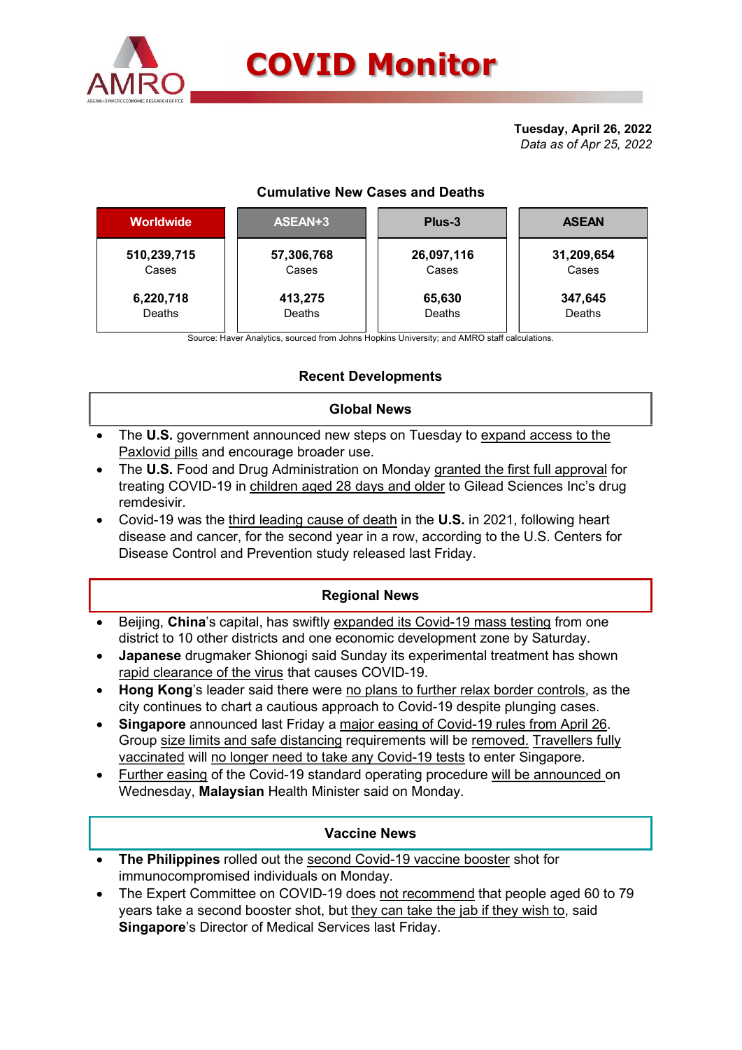# COVID Monitor

**Tuesday, April 26, 2022**
*Data as of Apr 25, 2022*

### Cumulative New Cases and Deaths

| Worldwide | ASEAN+3 | Plus-3 | ASEAN |
|---|---|---|---|
| **510,239,715** Cases | **57,306,768** Cases | **26,097,116** Cases | **31,209,654** Cases |
| **6,220,718** Deaths | **413,275** Deaths | **65,630** Deaths | **347,645** Deaths |

Source: Haver Analytics, sourced from Johns Hopkins University; and AMRO staff calculations.

## Recent Developments

### Global News

- The **U.S.** government announced new steps on Tuesday to expand access to the Paxlovid pills and encourage broader use.
- The **U.S.** Food and Drug Administration on Monday granted the first full approval for treating COVID-19 in children aged 28 days and older to Gilead Sciences Inc's drug remdesivir.
- Covid-19 was the third leading cause of death in the **U.S.** in 2021, following heart disease and cancer, for the second year in a row, according to the U.S. Centers for Disease Control and Prevention study released last Friday.

### Regional News

- Beijing, **China**'s capital, has swiftly expanded its Covid-19 mass testing from one district to 10 other districts and one economic development zone by Saturday.
- **Japanese** drugmaker Shionogi said Sunday its experimental treatment has shown rapid clearance of the virus that causes COVID-19.
- **Hong Kong**'s leader said there were no plans to further relax border controls, as the city continues to chart a cautious approach to Covid-19 despite plunging cases.
- **Singapore** announced last Friday a major easing of Covid-19 rules from April 26. Group size limits and safe distancing requirements will be removed. Travellers fully vaccinated will no longer need to take any Covid-19 tests to enter Singapore.
- Further easing of the Covid-19 standard operating procedure will be announced on Wednesday, **Malaysian** Health Minister said on Monday.

### Vaccine News

- **The Philippines** rolled out the second Covid-19 vaccine booster shot for immunocompromised individuals on Monday.
- The Expert Committee on COVID-19 does not recommend that people aged 60 to 79 years take a second booster shot, but they can take the jab if they wish to, said **Singapore**'s Director of Medical Services last Friday.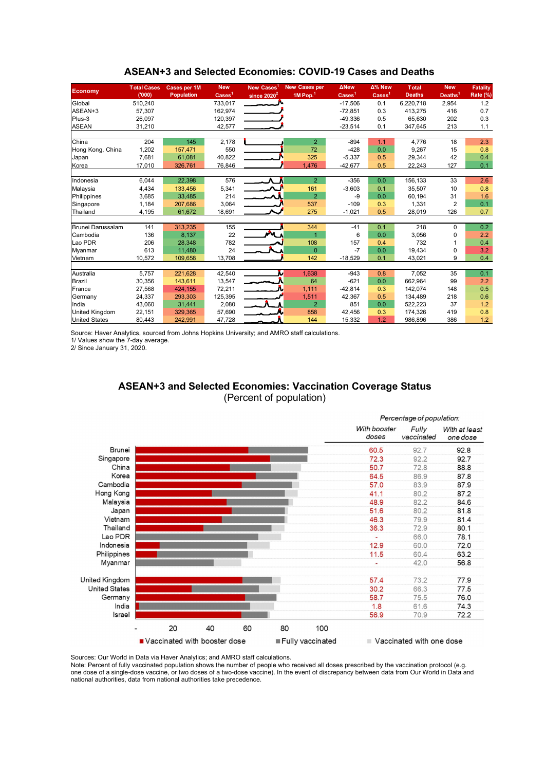## ASEAN+3 and Selected Economies: COVID-19 Cases and Deaths

| Economy | Total Cases ('000) | Cases per 1M Population | New Cases[1] | New Cases[1] since 2020[2] | New Cases per 1M Pop.[1] | ΔNew Cases[1] | Δ% New Cases[1] | Total Deaths | New Deaths[1] | Fatality Rate (%) |
|---|---|---|---|---|---|---|---|---|---|---|
| Global | 510,240 | | 733,017 | | | -17,506 | 0.1 | 6,220,718 | 2,954 | 1.2 |
| ASEAN+3 | 57,307 | | 162,974 | | | -72,851 | 0.3 | 413,275 | 416 | 0.7 |
| Plus-3 | 26,097 | | 120,397 | | | -49,336 | 0.5 | 65,630 | 202 | 0.3 |
| ASEAN | 31,210 | | 42,577 | | | -23,514 | 0.1 | 347,645 | 213 | 1.1 |
| China | 204 | 145 | 2,178 | | 2 | -894 | 1.1 | 4,776 | 18 | 2.3 |
| Hong Kong, China | 1,202 | 157,471 | 550 | | 72 | -428 | 0.0 | 9,267 | 15 | 0.8 |
| Japan | 7,681 | 61,081 | 40,822 | | 325 | -5,337 | 0.5 | 29,344 | 42 | 0.4 |
| Korea | 17,010 | 326,761 | 76,846 | | 1,476 | -42,677 | 0.5 | 22,243 | 127 | 0.1 |
| Indonesia | 6,044 | 22,398 | 576 | | 2 | -356 | 0.0 | 156,133 | 33 | 2.6 |
| Malaysia | 4,434 | 133,456 | 5,341 | | 161 | -3,603 | 0.1 | 35,507 | 10 | 0.8 |
| Philippines | 3,685 | 33,485 | 214 | | 2 | -9 | 0.0 | 60,194 | 31 | 1.6 |
| Singapore | 1,184 | 207,686 | 3,064 | | 537 | -109 | 0.3 | 1,331 | 2 | 0.1 |
| Thailand | 4,195 | 61,672 | 18,691 | | 275 | -1,021 | 0.5 | 28,019 | 126 | 0.7 |
| Brunei Darussalam | 141 | 313,235 | 155 | | 344 | -41 | 0.1 | 218 | 0 | 0.2 |
| Cambodia | 136 | 8,137 | 22 | | 1 | 6 | 0.0 | 3,056 | 0 | 2.2 |
| Lao PDR | 206 | 28,348 | 782 | | 108 | 157 | 0.4 | 732 | 1 | 0.4 |
| Myanmar | 613 | 11,480 | 24 | | 0 | -7 | 0.0 | 19,434 | 0 | 3.2 |
| Vietnam | 10,572 | 109,658 | 13,708 | | 142 | -18,529 | 0.1 | 43,021 | 9 | 0.4 |
| Australia | 5,757 | 221,628 | 42,540 | | 1,638 | -943 | 0.8 | 7,052 | 35 | 0.1 |
| Brazil | 30,356 | 143,611 | 13,547 | | 64 | -621 | 0.0 | 662,964 | 99 | 2.2 |
| France | 27,568 | 424,155 | 72,211 | | 1,111 | -42,814 | 0.3 | 142,074 | 148 | 0.5 |
| Germany | 24,337 | 293,303 | 125,395 | | 1,511 | 42,367 | 0.5 | 134,489 | 218 | 0.6 |
| India | 43,060 | 31,441 | 2,080 | | 2 | 851 | 0.0 | 522,223 | 37 | 1.2 |
| United Kingdom | 22,151 | 329,365 | 57,690 | | 858 | 42,456 | 0.3 | 174,326 | 419 | 0.8 |
| United States | 80,443 | 242,991 | 47,728 | | 144 | 15,332 | 1.2 | 986,896 | 386 | 1.2 |

Source: Haver Analytics, sourced from Johns Hopkins University; and AMRO staff calculations.
1/ Values show the 7-day average.
2/ Since January 31, 2020.

## ASEAN+3 and Selected Economies: Vaccination Coverage Status

(Percent of population)

*Percentage of population:*

| | *With booster doses* | *Fully vaccinated* | *With at least one dose* |
|---|---|---|---|
| Brunei | 60.5 | 92.7 | 92.8 |
| Singapore | 72.3 | 92.2 | 92.7 |
| China | 50.7 | 72.8 | 88.8 |
| Korea | 64.5 | 86.9 | 87.8 |
| Cambodia | 57.0 | 83.9 | 87.9 |
| Hong Kong | 41.1 | 80.2 | 87.2 |
| Malaysia | 48.9 | 82.2 | 84.6 |
| Japan | 51.6 | 80.2 | 81.8 |
| Vietnam | 46.3 | 79.9 | 81.4 |
| Thailand | 36.3 | 72.9 | 80.1 |
| Lao PDR | - | 66.0 | 78.1 |
| Indonesia | 12.9 | 60.0 | 72.0 |
| Philippines | 11.5 | 60.4 | 63.2 |
| Myanmar | - | 42.0 | 56.8 |
| United Kingdom | 57.4 | 73.2 | 77.9 |
| United States | 30.2 | 66.3 | 77.5 |
| Germany | 58.7 | 75.5 | 76.0 |
| India | 1.8 | 61.6 | 74.3 |
| Israel | 56.9 | 70.9 | 72.2 |

- 20 40 60 80 100

Vaccinated with booster dose | Fully vaccinated | Vaccinated with one dose

Sources: Our World in Data via Haver Analytics; and AMRO staff calculations.
Note: Percent of fully vaccinated population shows the number of people who received all doses prescribed by the vaccination protocol (e.g. one dose of a single-dose vaccine, or two doses of a two-dose vaccine). In the event of discrepancy between data from Our World in Data and national authorities, data from national authorities take precedence.